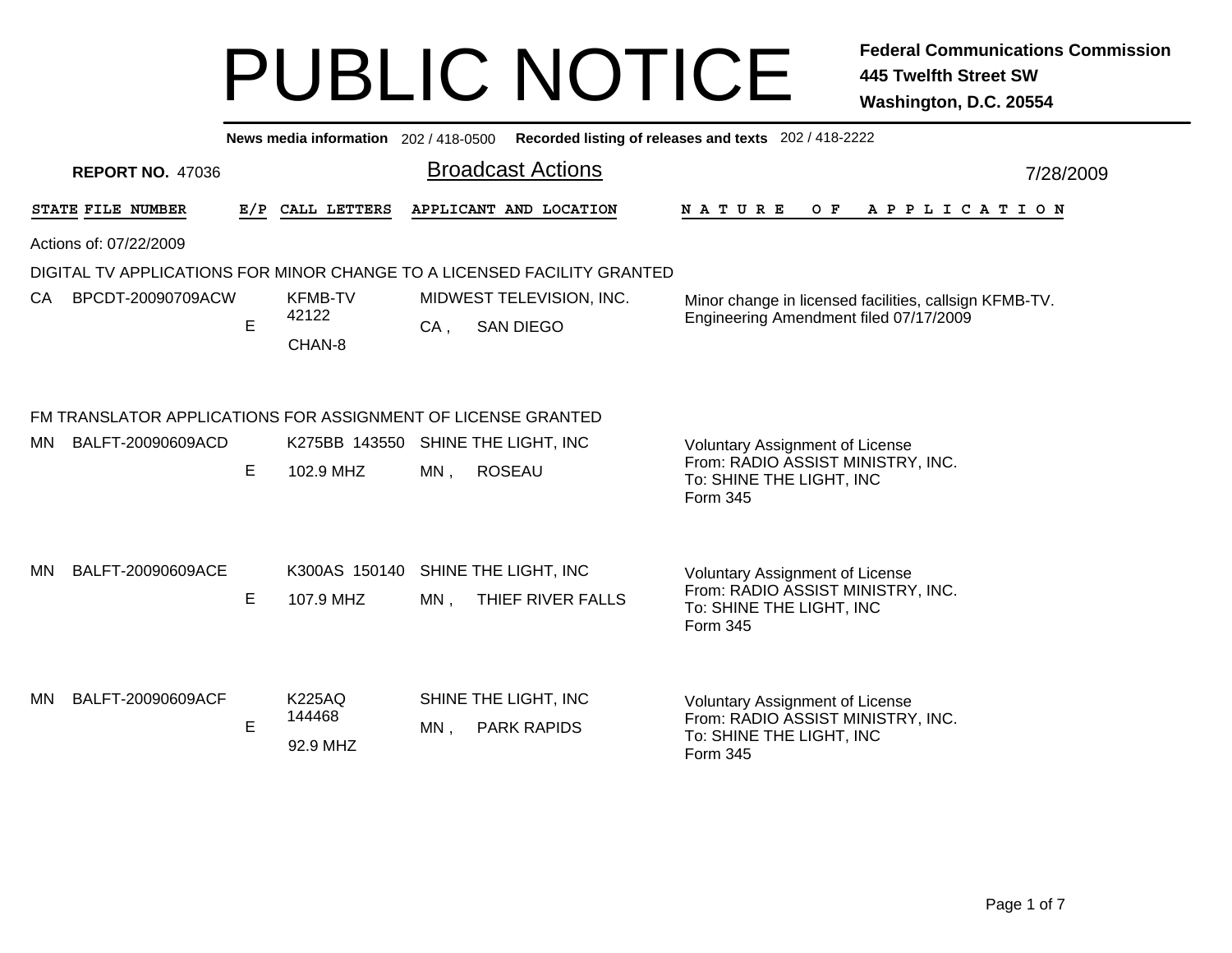# PUBLIC NOTICE

**Federal Communications Commission**
**445 Twelfth Street SW**
**Washington, D.C. 20554**

**News media information** 202 / 418-0500 **Recorded listing of releases and texts** 202 / 418-2222

**REPORT NO.** 47036

## Broadcast Actions

7/28/2009

| STATE | FILE NUMBER | E/P | CALL LETTERS | APPLICANT AND LOCATION | NATURE OF APPLICATION |
|---|---|---|---|---|---|

Actions of: 07/22/2009

### DIGITAL TV APPLICATIONS FOR MINOR CHANGE TO A LICENSED FACILITY GRANTED

| STATE | FILE NUMBER | E/P | CALL LETTERS | APPLICANT AND LOCATION | NATURE OF APPLICATION |
|---|---|---|---|---|---|
| CA | BPCDT-20090709ACW | E | KFMB-TV 42122 CHAN-8 | MIDWEST TELEVISION, INC. CA , SAN DIEGO | Minor change in licensed facilities, callsign KFMB-TV. Engineering Amendment filed 07/17/2009 |

### FM TRANSLATOR APPLICATIONS FOR ASSIGNMENT OF LICENSE GRANTED

| STATE | FILE NUMBER | E/P | CALL LETTERS | APPLICANT AND LOCATION | NATURE OF APPLICATION |
|---|---|---|---|---|---|
| MN | BALFT-20090609ACD | E | K275BB 143550 102.9 MHZ | SHINE THE LIGHT, INC MN , ROSEAU | Voluntary Assignment of License From: RADIO ASSIST MINISTRY, INC. To: SHINE THE LIGHT, INC Form 345 |
| MN | BALFT-20090609ACE | E | K300AS 150140 107.9 MHZ | SHINE THE LIGHT, INC MN , THIEF RIVER FALLS | Voluntary Assignment of License From: RADIO ASSIST MINISTRY, INC. To: SHINE THE LIGHT, INC Form 345 |
| MN | BALFT-20090609ACF | E | K225AQ 144468 92.9 MHZ | SHINE THE LIGHT, INC MN , PARK RAPIDS | Voluntary Assignment of License From: RADIO ASSIST MINISTRY, INC. To: SHINE THE LIGHT, INC Form 345 |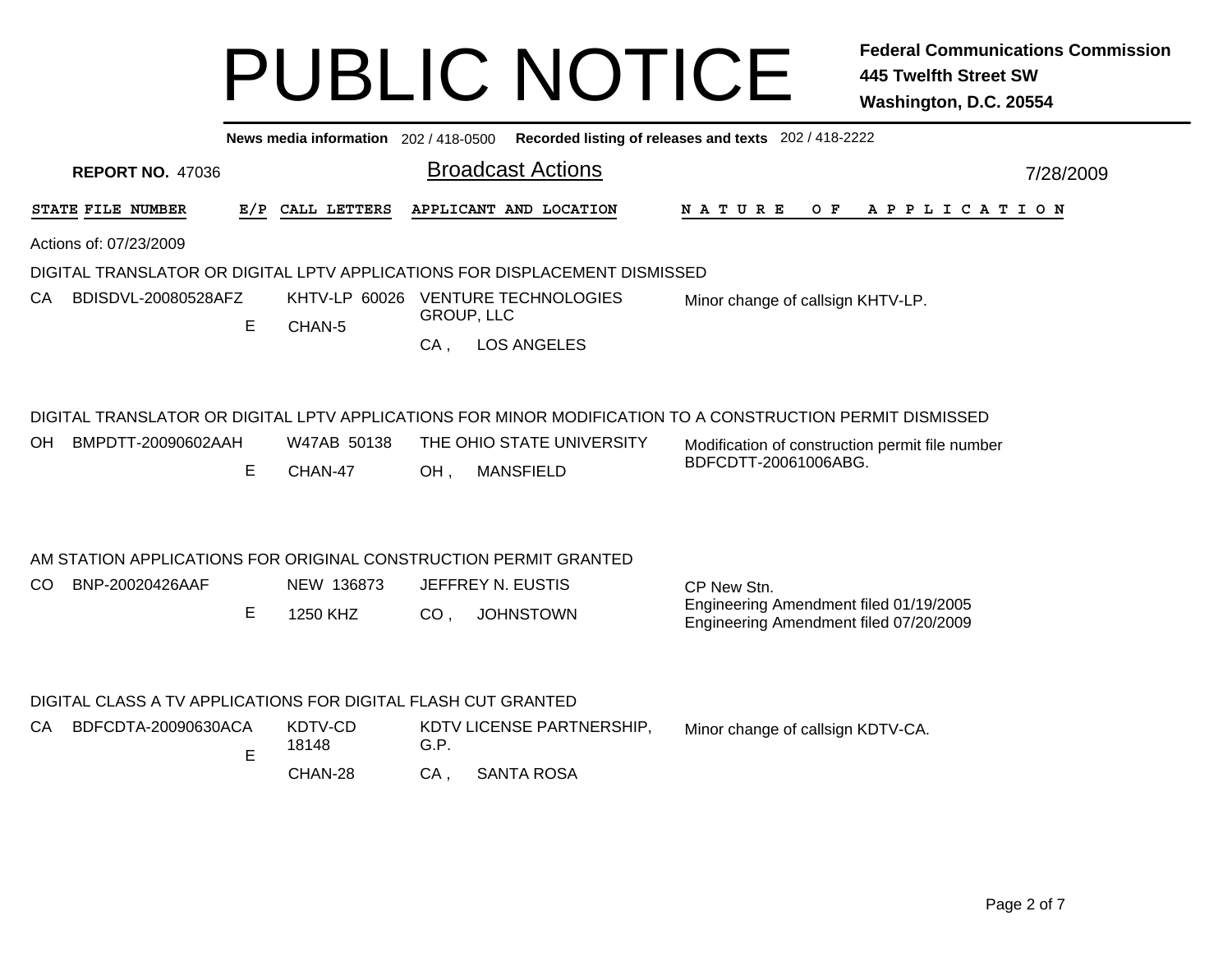# PUBLIC NOTICE

**Federal Communications Commission**
**445 Twelfth Street SW**
**Washington, D.C. 20554**

**News media information** 202 / 418-0500 **Recorded listing of releases and texts** 202 / 418-2222

**REPORT NO.** 47036

## Broadcast Actions

7/28/2009

| STATE | FILE NUMBER | E/P | CALL LETTERS | APPLICANT AND LOCATION | NATURE OF APPLICATION |
|---|---|---|---|---|---|

Actions of: 07/23/2009

### DIGITAL TRANSLATOR OR DIGITAL LPTV APPLICATIONS FOR DISPLACEMENT DISMISSED

| STATE | FILE NUMBER | E/P | CALL LETTERS | APPLICANT AND LOCATION | NATURE OF APPLICATION |
|---|---|---|---|---|---|
| CA | BDISDVL-20080528AFZ | E | KHTV-LP 60026 CHAN-5 | VENTURE TECHNOLOGIES GROUP, LLC CA , LOS ANGELES | Minor change of callsign KHTV-LP. |

### DIGITAL TRANSLATOR OR DIGITAL LPTV APPLICATIONS FOR MINOR MODIFICATION TO A CONSTRUCTION PERMIT DISMISSED

| STATE | FILE NUMBER | E/P | CALL LETTERS | APPLICANT AND LOCATION | NATURE OF APPLICATION |
|---|---|---|---|---|---|
| OH | BMPDTT-20090602AAH | E | W47AB 50138 CHAN-47 | THE OHIO STATE UNIVERSITY OH , MANSFIELD | Modification of construction permit file number BDFCDTT-20061006ABG. |

### AM STATION APPLICATIONS FOR ORIGINAL CONSTRUCTION PERMIT GRANTED

| STATE | FILE NUMBER | E/P | CALL LETTERS | APPLICANT AND LOCATION | NATURE OF APPLICATION |
|---|---|---|---|---|---|
| CO | BNP-20020426AAF | E | NEW 136873 1250 KHZ | JEFFREY N. EUSTIS CO , JOHNSTOWN | CP New Stn. Engineering Amendment filed 01/19/2005 Engineering Amendment filed 07/20/2009 |

### DIGITAL CLASS A TV APPLICATIONS FOR DIGITAL FLASH CUT GRANTED

| STATE | FILE NUMBER | E/P | CALL LETTERS | APPLICANT AND LOCATION | NATURE OF APPLICATION |
|---|---|---|---|---|---|
| CA | BDFCDTA-20090630ACA | E | KDTV-CD 18148 CHAN-28 | KDTV LICENSE PARTNERSHIP, G.P. CA , SANTA ROSA | Minor change of callsign KDTV-CA. |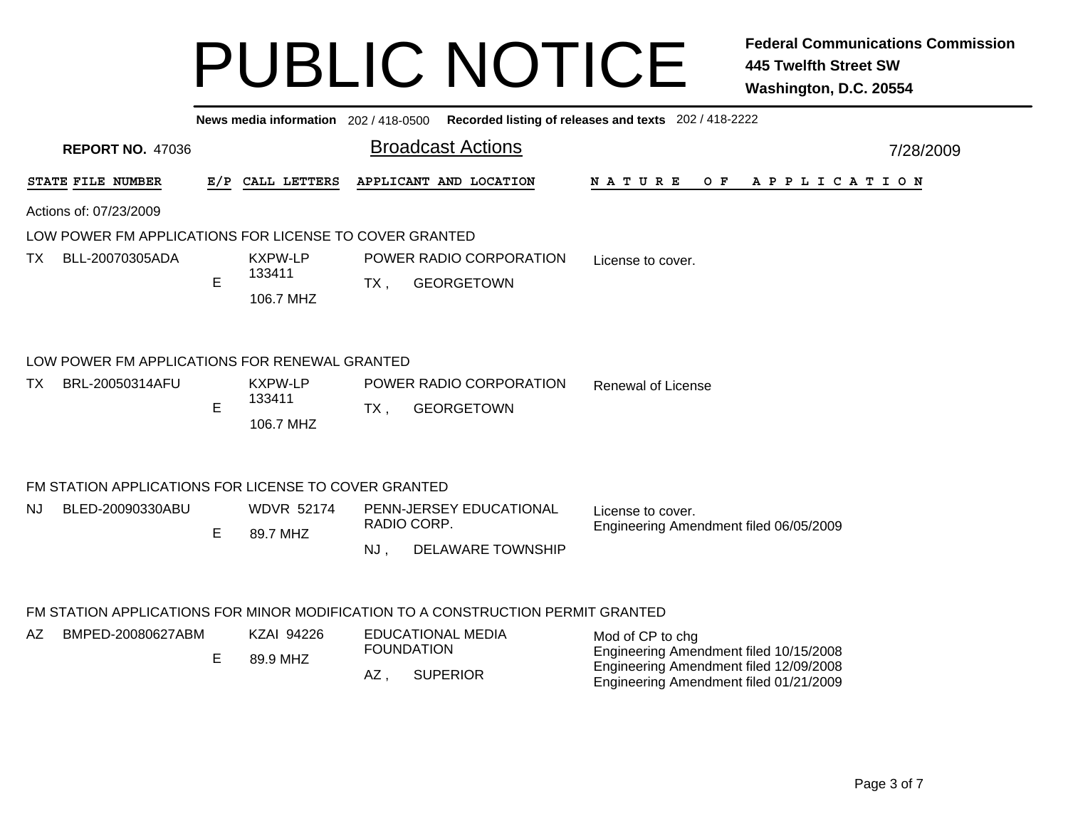# PUBLIC NOTICE

**Federal Communications Commission**
**445 Twelfth Street SW**
**Washington, D.C. 20554**

**News media information** 202 / 418-0500 **Recorded listing of releases and texts** 202 / 418-2222

**REPORT NO.** 47036

## Broadcast Actions

7/28/2009

Actions of: 07/23/2009

### LOW POWER FM APPLICATIONS FOR LICENSE TO COVER GRANTED

| STATE | FILE NUMBER | E/P | CALL LETTERS | APPLICANT AND LOCATION | NATURE OF APPLICATION |
|---|---|---|---|---|---|
| TX | BLL-20070305ADA | E | KXPW-LP 133411 106.7 MHZ | POWER RADIO CORPORATION TX , GEORGETOWN | License to cover. |

### LOW POWER FM APPLICATIONS FOR RENEWAL GRANTED

| STATE | FILE NUMBER | E/P | CALL LETTERS | APPLICANT AND LOCATION | NATURE OF APPLICATION |
|---|---|---|---|---|---|
| TX | BRL-20050314AFU | E | KXPW-LP 133411 106.7 MHZ | POWER RADIO CORPORATION TX , GEORGETOWN | Renewal of License |

### FM STATION APPLICATIONS FOR LICENSE TO COVER GRANTED

| STATE | FILE NUMBER | E/P | CALL LETTERS | APPLICANT AND LOCATION | NATURE OF APPLICATION |
|---|---|---|---|---|---|
| NJ | BLED-20090330ABU | E | WDVR 52174 89.7 MHZ | PENN-JERSEY EDUCATIONAL RADIO CORP. NJ , DELAWARE TOWNSHIP | License to cover. Engineering Amendment filed 06/05/2009 |

### FM STATION APPLICATIONS FOR MINOR MODIFICATION TO A CONSTRUCTION PERMIT GRANTED

| STATE | FILE NUMBER | E/P | CALL LETTERS | APPLICANT AND LOCATION | NATURE OF APPLICATION |
|---|---|---|---|---|---|
| AZ | BMPED-20080627ABM | E | KZAI 94226 89.9 MHZ | EDUCATIONAL MEDIA FOUNDATION AZ , SUPERIOR | Mod of CP to chg Engineering Amendment filed 10/15/2008 Engineering Amendment filed 12/09/2008 Engineering Amendment filed 01/21/2009 |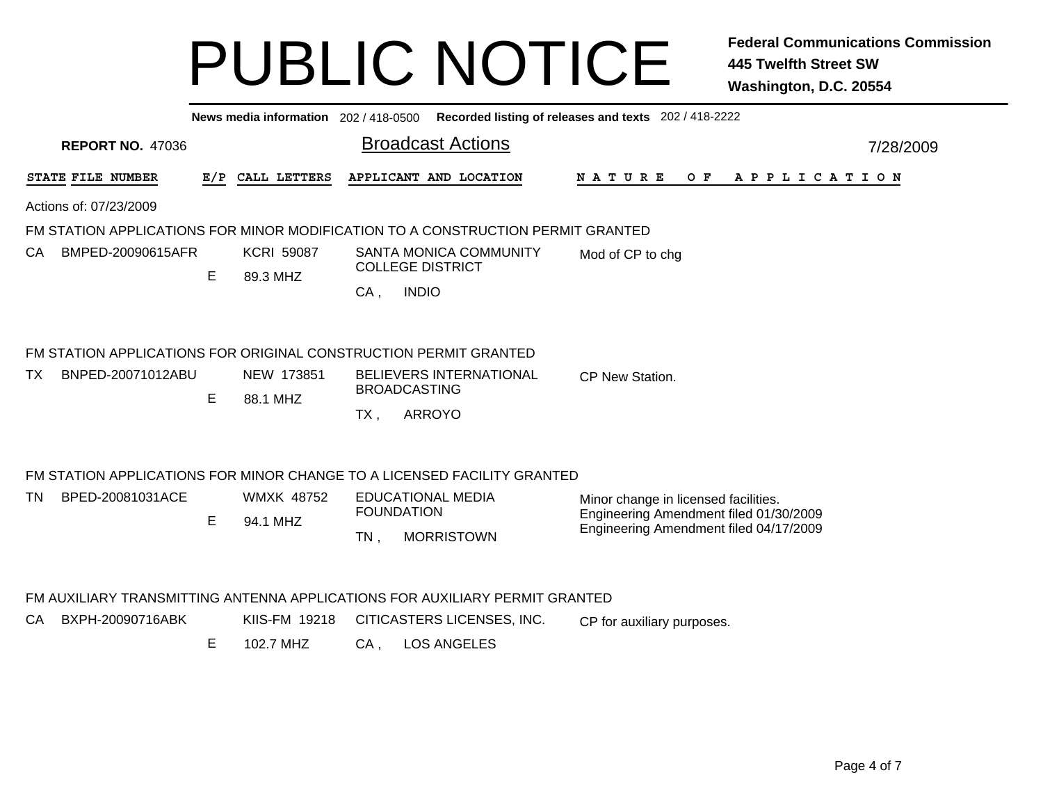# PUBLIC NOTICE

**Federal Communications Commission**
**445 Twelfth Street SW**
**Washington, D.C. 20554**

**News media information** 202 / 418-0500 **Recorded listing of releases and texts** 202 / 418-2222

**REPORT NO.** 47036

## Broadcast Actions

7/28/2009

Actions of: 07/23/2009

### FM STATION APPLICATIONS FOR MINOR MODIFICATION TO A CONSTRUCTION PERMIT GRANTED

| STATE | FILE NUMBER | E/P | CALL LETTERS | APPLICANT AND LOCATION | NATURE OF APPLICATION |
|---|---|---|---|---|---|
| CA | BMPED-20090615AFR | E | KCRI 59087<br>89.3 MHZ | SANTA MONICA COMMUNITY COLLEGE DISTRICT<br>CA , INDIO | Mod of CP to chg |

### FM STATION APPLICATIONS FOR ORIGINAL CONSTRUCTION PERMIT GRANTED

| STATE | FILE NUMBER | E/P | CALL LETTERS | APPLICANT AND LOCATION | NATURE OF APPLICATION |
|---|---|---|---|---|---|
| TX | BNPED-20071012ABU | E | NEW 173851<br>88.1 MHZ | BELIEVERS INTERNATIONAL BROADCASTING<br>TX , ARROYO | CP New Station. |

### FM STATION APPLICATIONS FOR MINOR CHANGE TO A LICENSED FACILITY GRANTED

| STATE | FILE NUMBER | E/P | CALL LETTERS | APPLICANT AND LOCATION | NATURE OF APPLICATION |
|---|---|---|---|---|---|
| TN | BPED-20081031ACE | E | WMXK 48752<br>94.1 MHZ | EDUCATIONAL MEDIA FOUNDATION<br>TN , MORRISTOWN | Minor change in licensed facilities.<br>Engineering Amendment filed 01/30/2009<br>Engineering Amendment filed 04/17/2009 |

### FM AUXILIARY TRANSMITTING ANTENNA APPLICATIONS FOR AUXILIARY PERMIT GRANTED

| STATE | FILE NUMBER | E/P | CALL LETTERS | APPLICANT AND LOCATION | NATURE OF APPLICATION |
|---|---|---|---|---|---|
| CA | BXPH-20090716ABK | E | KIIS-FM 19218<br>102.7 MHZ | CITICASTERS LICENSES, INC.<br>CA , LOS ANGELES | CP for auxiliary purposes. |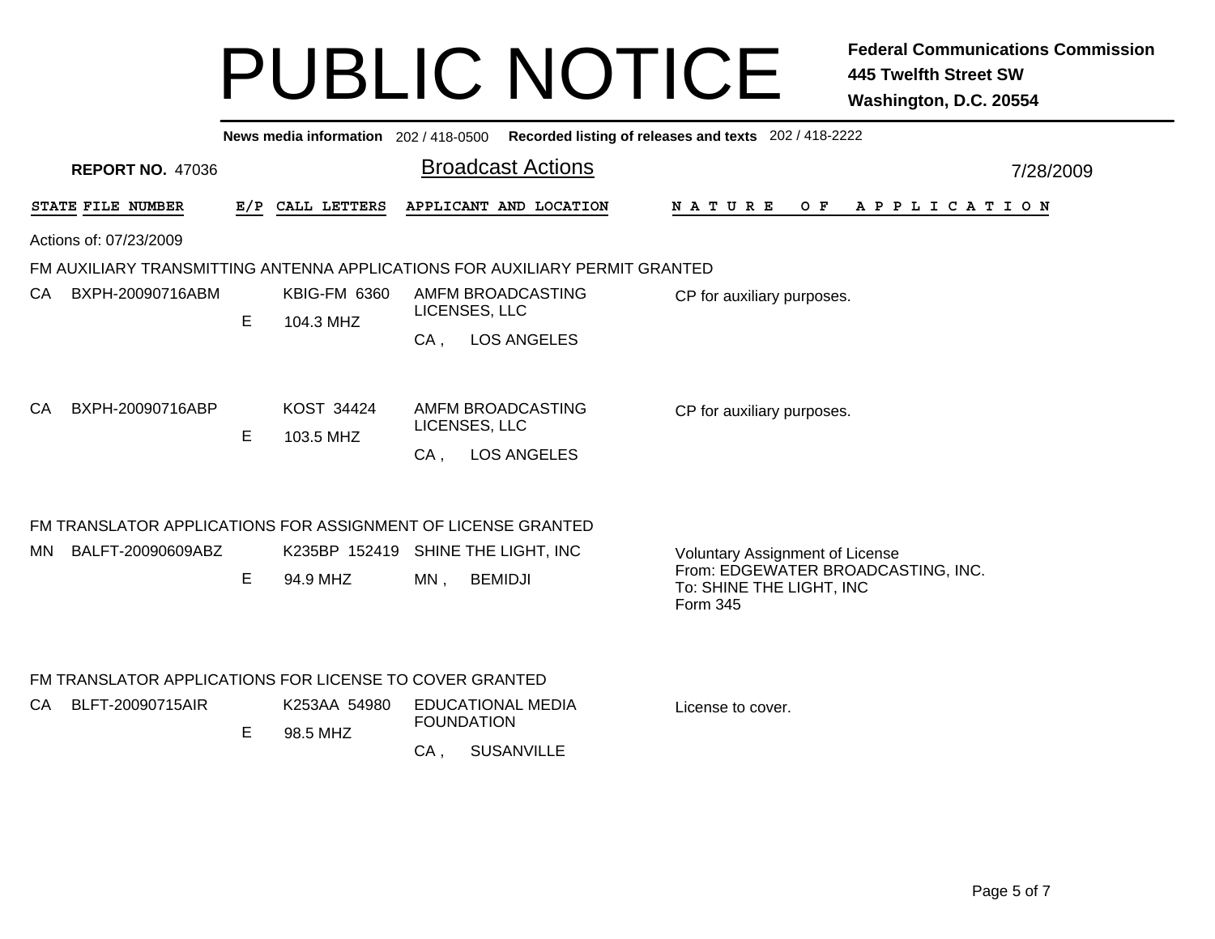# PUBLIC NOTICE

**Federal Communications Commission**
**445 Twelfth Street SW**
**Washington, D.C. 20554**

**News media information** 202 / 418-0500 **Recorded listing of releases and texts** 202 / 418-2222

**REPORT NO.** 47036

## Broadcast Actions

7/28/2009

Actions of: 07/23/2009

### FM AUXILIARY TRANSMITTING ANTENNA APPLICATIONS FOR AUXILIARY PERMIT GRANTED

| STATE | FILE NUMBER | E/P | CALL LETTERS | APPLICANT AND LOCATION | NATURE OF APPLICATION |
|---|---|---|---|---|---|
| CA | BXPH-20090716ABM | E | KBIG-FM 6360 104.3 MHZ | AMFM BROADCASTING LICENSES, LLC CA , LOS ANGELES | CP for auxiliary purposes. |
| CA | BXPH-20090716ABP | E | KOST 34424 103.5 MHZ | AMFM BROADCASTING LICENSES, LLC CA , LOS ANGELES | CP for auxiliary purposes. |

### FM TRANSLATOR APPLICATIONS FOR ASSIGNMENT OF LICENSE GRANTED

| STATE | FILE NUMBER | E/P | CALL LETTERS | APPLICANT AND LOCATION | NATURE OF APPLICATION |
|---|---|---|---|---|---|
| MN | BALFT-20090609ABZ | E | K235BP 152419 94.9 MHZ | SHINE THE LIGHT, INC MN , BEMIDJI | Voluntary Assignment of License From: EDGEWATER BROADCASTING, INC. To: SHINE THE LIGHT, INC Form 345 |

### FM TRANSLATOR APPLICATIONS FOR LICENSE TO COVER GRANTED

| STATE | FILE NUMBER | E/P | CALL LETTERS | APPLICANT AND LOCATION | NATURE OF APPLICATION |
|---|---|---|---|---|---|
| CA | BLFT-20090715AIR | E | K253AA 54980 98.5 MHZ | EDUCATIONAL MEDIA FOUNDATION CA , SUSANVILLE | License to cover. |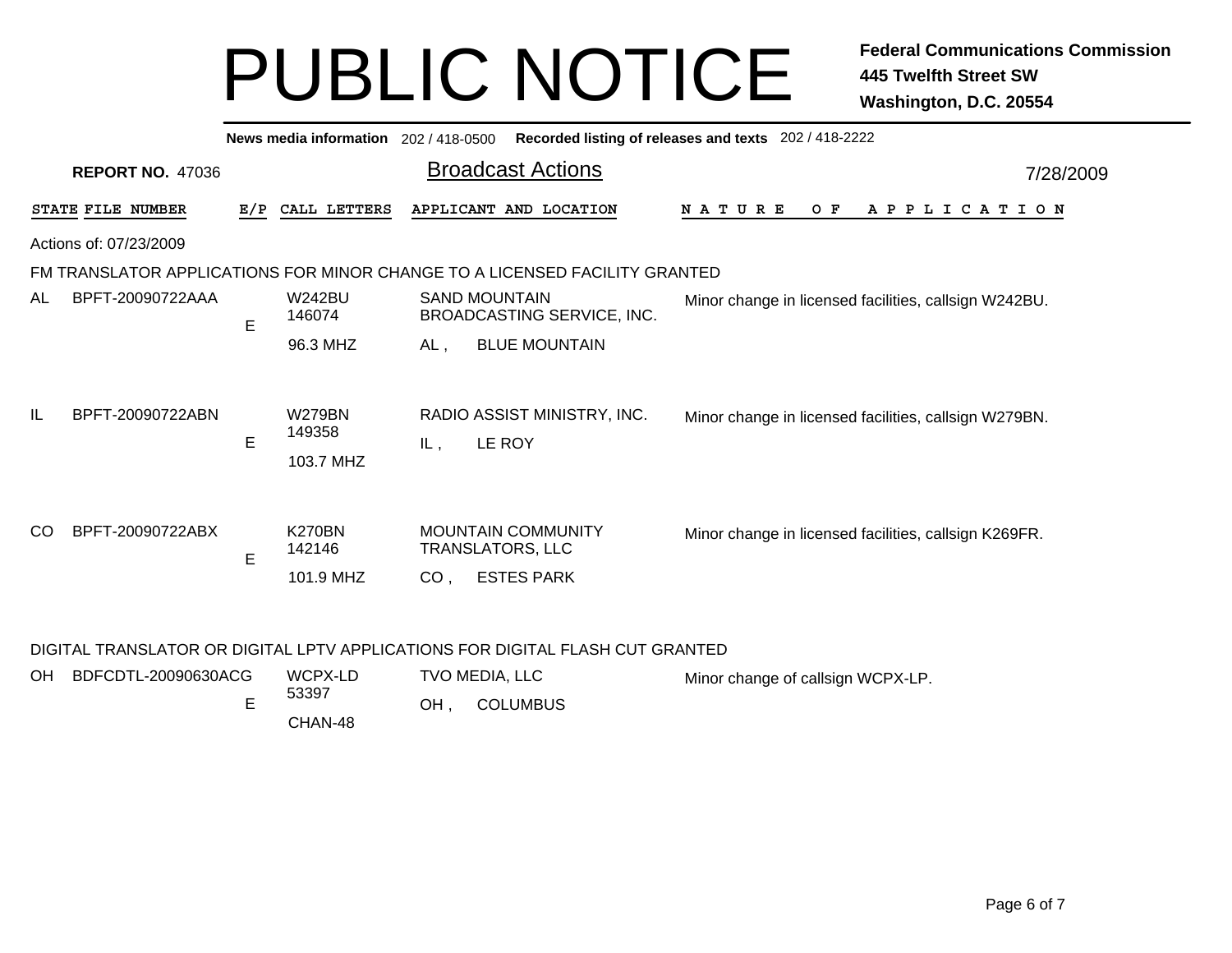# PUBLIC NOTICE

**Federal Communications Commission**
**445 Twelfth Street SW**
**Washington, D.C. 20554**

**News media information** 202 / 418-0500 **Recorded listing of releases and texts** 202 / 418-2222

**REPORT NO.** 47036

## Broadcast Actions

7/28/2009

Actions of: 07/23/2009

### FM TRANSLATOR APPLICATIONS FOR MINOR CHANGE TO A LICENSED FACILITY GRANTED

| STATE | FILE NUMBER | E/P | CALL LETTERS | APPLICANT AND LOCATION | NATURE OF APPLICATION |
|---|---|---|---|---|---|
| AL | BPFT-20090722AAA | E | W242BU 146074 96.3 MHZ | SAND MOUNTAIN BROADCASTING SERVICE, INC. AL , BLUE MOUNTAIN | Minor change in licensed facilities, callsign W242BU. |
| IL | BPFT-20090722ABN | E | W279BN 149358 103.7 MHZ | RADIO ASSIST MINISTRY, INC. IL , LE ROY | Minor change in licensed facilities, callsign W279BN. |
| CO | BPFT-20090722ABX | E | K270BN 142146 101.9 MHZ | MOUNTAIN COMMUNITY TRANSLATORS, LLC CO , ESTES PARK | Minor change in licensed facilities, callsign K269FR. |

### DIGITAL TRANSLATOR OR DIGITAL LPTV APPLICATIONS FOR DIGITAL FLASH CUT GRANTED

| STATE | FILE NUMBER | E/P | CALL LETTERS | APPLICANT AND LOCATION | NATURE OF APPLICATION |
|---|---|---|---|---|---|
| OH | BDFCDTL-20090630ACG | E | WCPX-LD 53397 CHAN-48 | TVO MEDIA, LLC OH , COLUMBUS | Minor change of callsign WCPX-LP. |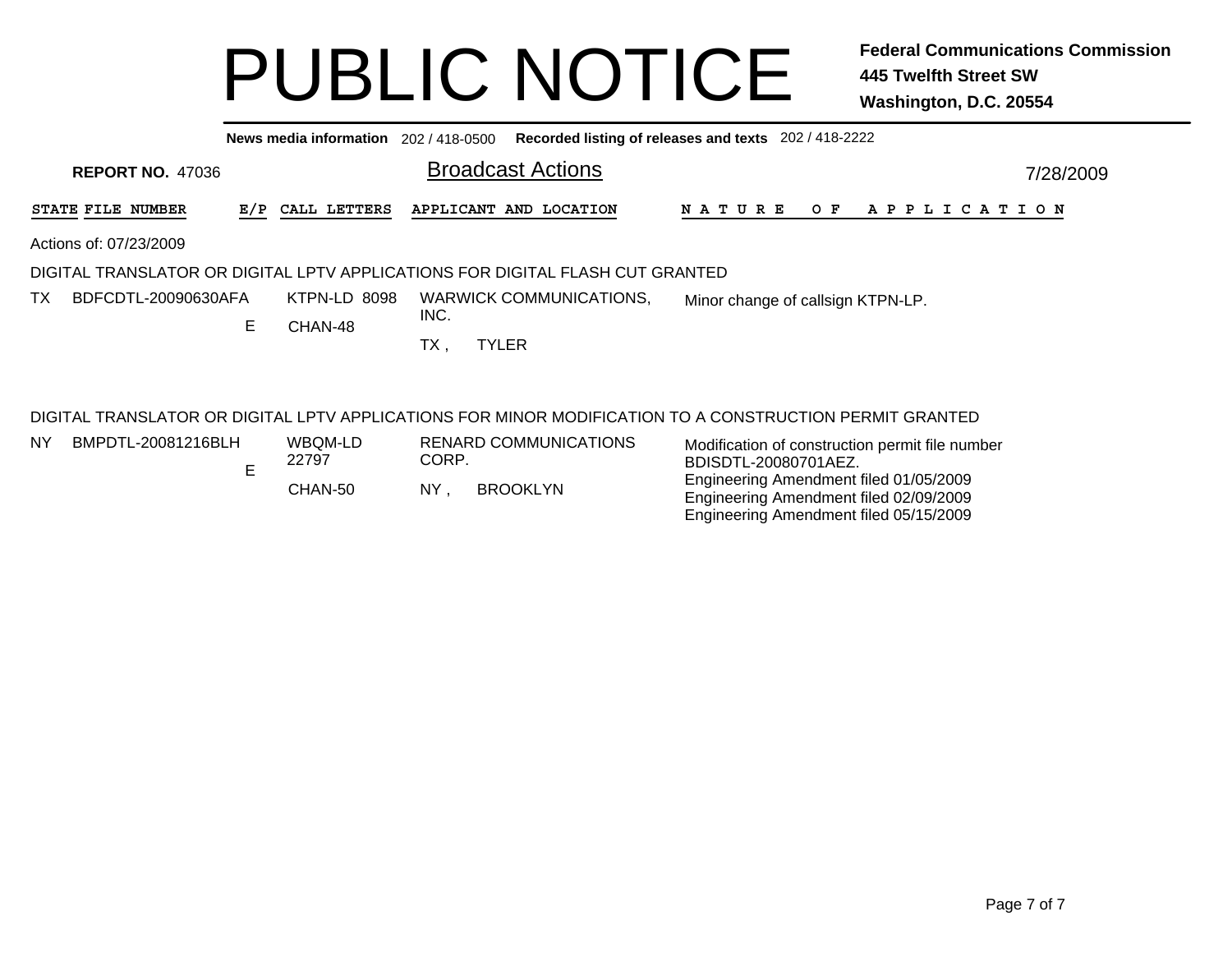# PUBLIC NOTICE

**Federal Communications Commission**
**445 Twelfth Street SW**
**Washington, D.C. 20554**

**News media information** 202 / 418-0500 **Recorded listing of releases and texts** 202 / 418-2222

**REPORT NO.** 47036

## Broadcast Actions

7/28/2009

| STATE | FILE NUMBER | E/P | CALL LETTERS | APPLICANT AND LOCATION | NATURE OF APPLICATION |
|---|---|---|---|---|---|

Actions of: 07/23/2009

DIGITAL TRANSLATOR OR DIGITAL LPTV APPLICATIONS FOR DIGITAL FLASH CUT GRANTED

| STATE | FILE NUMBER | E/P | CALL LETTERS | APPLICANT AND LOCATION | NATURE OF APPLICATION |
|---|---|---|---|---|---|
| TX | BDFCDTL-20090630AFA | E | KTPN-LD 8098 CHAN-48 | WARWICK COMMUNICATIONS, INC. TX , TYLER | Minor change of callsign KTPN-LP. |

DIGITAL TRANSLATOR OR DIGITAL LPTV APPLICATIONS FOR MINOR MODIFICATION TO A CONSTRUCTION PERMIT GRANTED

| STATE | FILE NUMBER | E/P | CALL LETTERS | APPLICANT AND LOCATION | NATURE OF APPLICATION |
|---|---|---|---|---|---|
| NY | BMPDTL-20081216BLH | E | WBQM-LD 22797 CHAN-50 | RENARD COMMUNICATIONS CORP. NY , BROOKLYN | Modification of construction permit file number BDISDTL-20080701AEZ. Engineering Amendment filed 01/05/2009 Engineering Amendment filed 02/09/2009 Engineering Amendment filed 05/15/2009 |